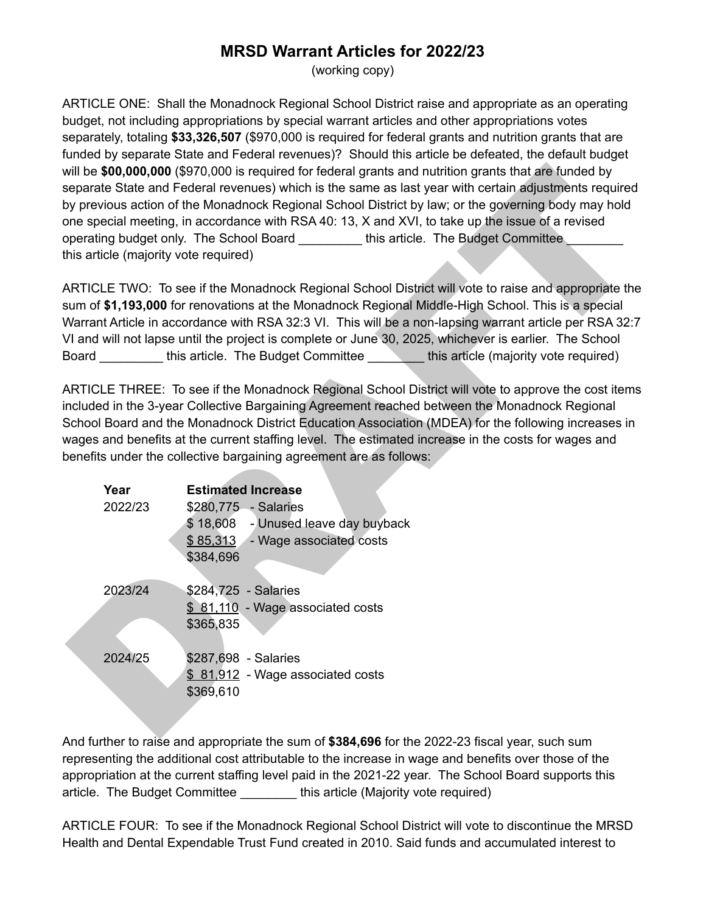# MRSD Warrant Articles for 2022/23

(working copy)

ARTICLE ONE: Shall the Monadnock Regional School District raise and appropriate as an operating budget, not including appropriations by special warrant articles and other appropriations votes separately, totaling **$33,326,507** ($970,000 is required for federal grants and nutrition grants that are funded by separate State and Federal revenues)? Should this article be defeated, the default budget will be **$00,000,000** ($970,000 is required for federal grants and nutrition grants that are funded by separate State and Federal revenues) which is the same as last year with certain adjustments required by previous action of the Monadnock Regional School District by law; or the governing body may hold one special meeting, in accordance with RSA 40: 13, X and XVI, to take up the issue of a revised operating budget only. The School Board _________ this article. The Budget Committee ________ this article (majority vote required)

ARTICLE TWO: To see if the Monadnock Regional School District will vote to raise and appropriate the sum of **$1,193,000** for renovations at the Monadnock Regional Middle-High School. This is a special Warrant Article in accordance with RSA 32:3 VI. This will be a non-lapsing warrant article per RSA 32:7 VI and will not lapse until the project is complete or June 30, 2025, whichever is earlier. The School Board _________ this article. The Budget Committee ________ this article (majority vote required)

ARTICLE THREE: To see if the Monadnock Regional School District will vote to approve the cost items included in the 3-year Collective Bargaining Agreement reached between the Monadnock Regional School Board and the Monadnock District Education Association (MDEA) for the following increases in wages and benefits at the current staffing level. The estimated increase in the costs for wages and benefits under the collective bargaining agreement are as follows:

| Year | Estimated Increase | |
|---|---|---|
| 2022/23 | $280,775 | - Salaries |
| | $ 18,608 | - Unused leave day buyback |
| | $ 85,313 | - Wage associated costs |
| | $384,696 | |
| 2023/24 | $284,725 | - Salaries |
| | $ 81,110 | - Wage associated costs |
| | $365,835 | |
| 2024/25 | $287,698 | - Salaries |
| | $ 81,912 | - Wage associated costs |
| | $369,610 | |

And further to raise and appropriate the sum of **$384,696** for the 2022-23 fiscal year, such sum representing the additional cost attributable to the increase in wage and benefits over those of the appropriation at the current staffing level paid in the 2021-22 year. The School Board supports this article. The Budget Committee ________ this article (Majority vote required)

ARTICLE FOUR: To see if the Monadnock Regional School District will vote to discontinue the MRSD Health and Dental Expendable Trust Fund created in 2010. Said funds and accumulated interest to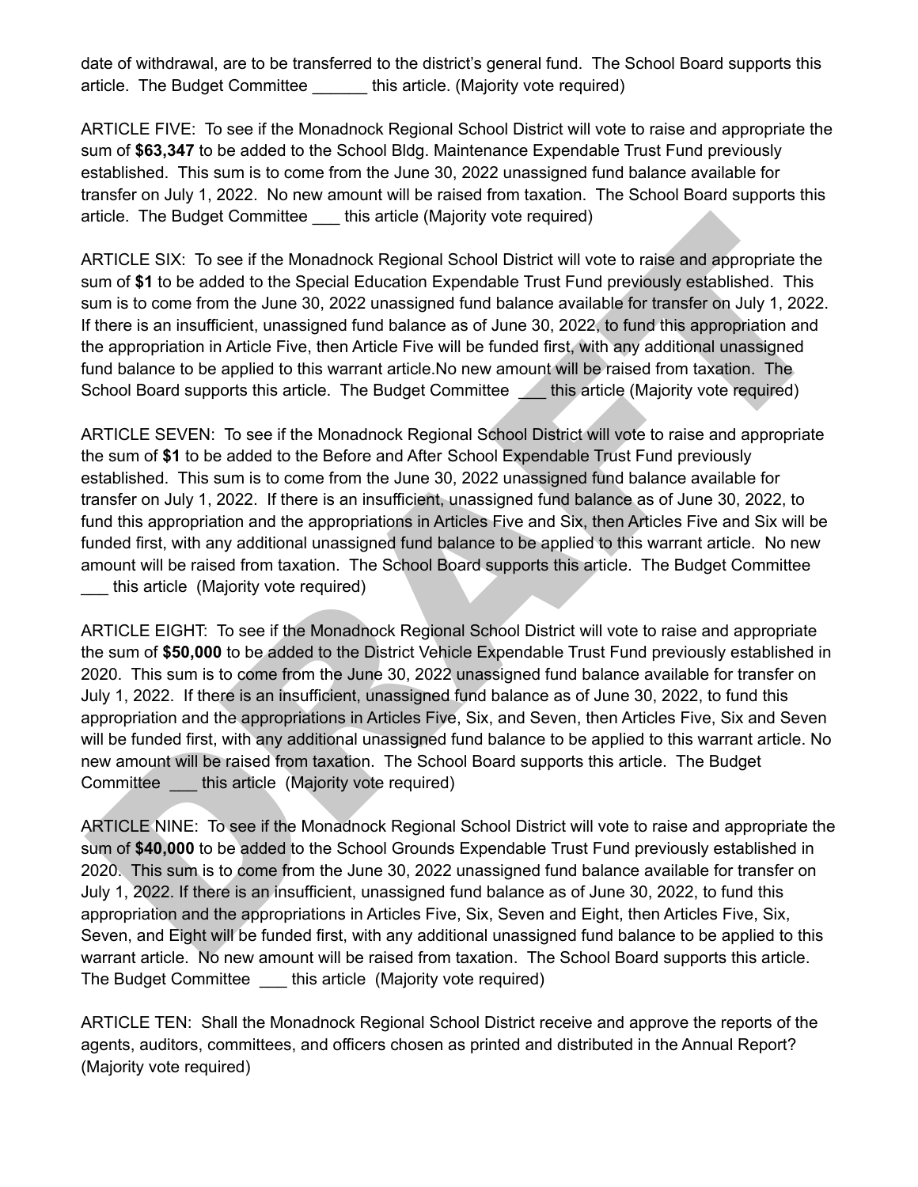date of withdrawal, are to be transferred to the district's general fund. The School Board supports this article. The Budget Committee ______ this article. (Majority vote required)

ARTICLE FIVE: To see if the Monadnock Regional School District will vote to raise and appropriate the sum of **$63,347** to be added to the School Bldg. Maintenance Expendable Trust Fund previously established. This sum is to come from the June 30, 2022 unassigned fund balance available for transfer on July 1, 2022. No new amount will be raised from taxation. The School Board supports this article. The Budget Committee ___ this article (Majority vote required)

ARTICLE SIX: To see if the Monadnock Regional School District will vote to raise and appropriate the sum of **$1** to be added to the Special Education Expendable Trust Fund previously established. This sum is to come from the June 30, 2022 unassigned fund balance available for transfer on July 1, 2022. If there is an insufficient, unassigned fund balance as of June 30, 2022, to fund this appropriation and the appropriation in Article Five, then Article Five will be funded first, with any additional unassigned fund balance to be applied to this warrant article.No new amount will be raised from taxation. The School Board supports this article. The Budget Committee ___ this article (Majority vote required)

ARTICLE SEVEN: To see if the Monadnock Regional School District will vote to raise and appropriate the sum of **$1** to be added to the Before and After School Expendable Trust Fund previously established. This sum is to come from the June 30, 2022 unassigned fund balance available for transfer on July 1, 2022. If there is an insufficient, unassigned fund balance as of June 30, 2022, to fund this appropriation and the appropriations in Articles Five and Six, then Articles Five and Six will be funded first, with any additional unassigned fund balance to be applied to this warrant article. No new amount will be raised from taxation. The School Board supports this article. The Budget Committee ___ this article (Majority vote required)

ARTICLE EIGHT: To see if the Monadnock Regional School District will vote to raise and appropriate the sum of **$50,000** to be added to the District Vehicle Expendable Trust Fund previously established in 2020. This sum is to come from the June 30, 2022 unassigned fund balance available for transfer on July 1, 2022. If there is an insufficient, unassigned fund balance as of June 30, 2022, to fund this appropriation and the appropriations in Articles Five, Six, and Seven, then Articles Five, Six and Seven will be funded first, with any additional unassigned fund balance to be applied to this warrant article. No new amount will be raised from taxation. The School Board supports this article. The Budget Committee ___ this article (Majority vote required)

ARTICLE NINE: To see if the Monadnock Regional School District will vote to raise and appropriate the sum of **$40,000** to be added to the School Grounds Expendable Trust Fund previously established in 2020. This sum is to come from the June 30, 2022 unassigned fund balance available for transfer on July 1, 2022. If there is an insufficient, unassigned fund balance as of June 30, 2022, to fund this appropriation and the appropriations in Articles Five, Six, Seven and Eight, then Articles Five, Six, Seven, and Eight will be funded first, with any additional unassigned fund balance to be applied to this warrant article. No new amount will be raised from taxation. The School Board supports this article. The Budget Committee ___ this article (Majority vote required)

ARTICLE TEN: Shall the Monadnock Regional School District receive and approve the reports of the agents, auditors, committees, and officers chosen as printed and distributed in the Annual Report? (Majority vote required)